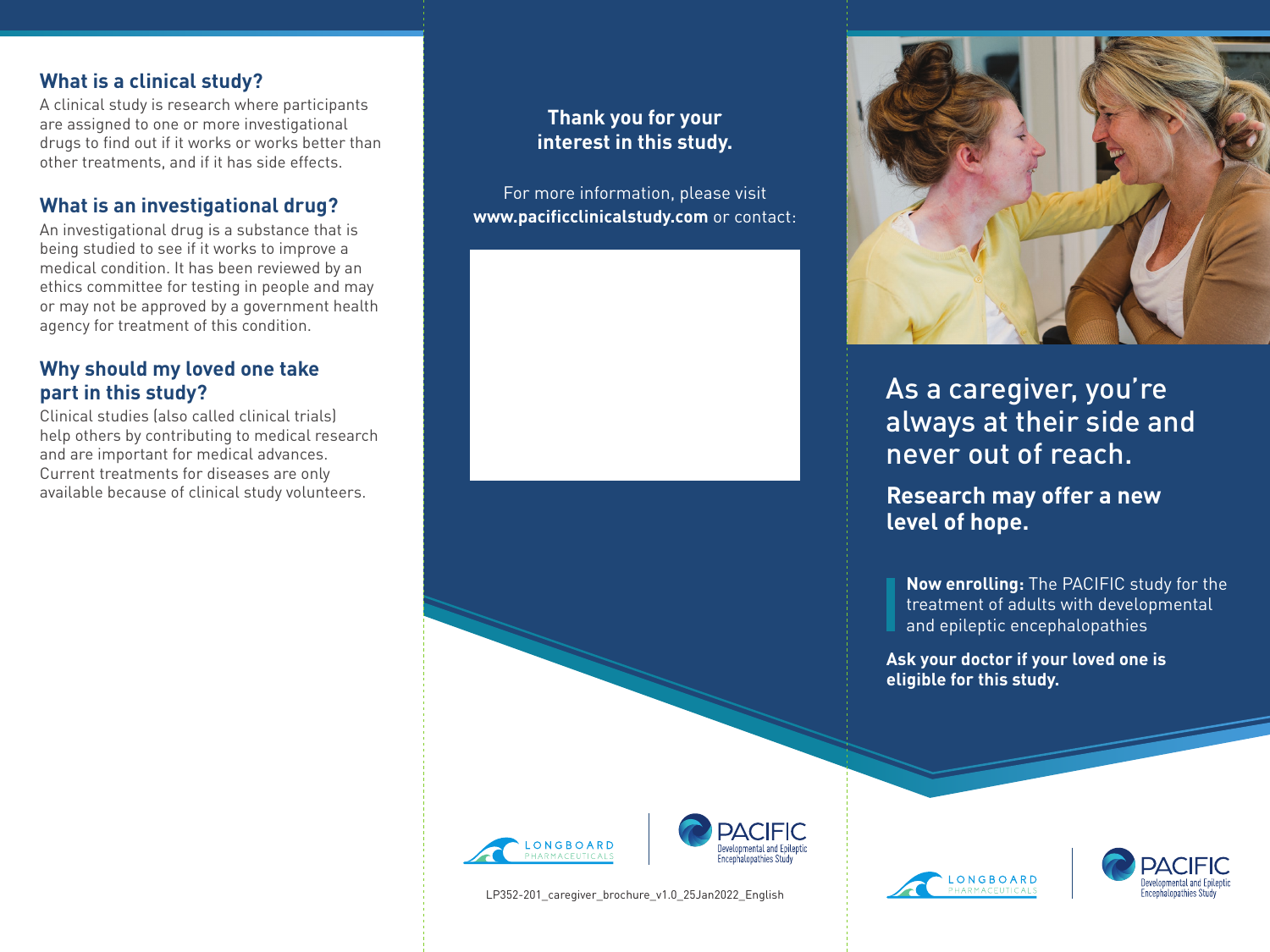## What is a clinical study?

A clinical study is research where participants are assigned to one or more investigational drugs to find out if it works or works better than other treatments, and if it has side effects.

## What is an investigational drug?

An investigational drug is a substance that is being studied to see if it works to improve a medical condition. It has been reviewed by an ethics committee for testing in people and may or may not be approved by a government health agency for treatment of this condition.

## Why should my loved one take part in this study?

Clinical studies (also called clinical trials) help others by contributing to medical research and are important for medical advances. Current treatments for diseases are only available because of clinical study volunteers.

**Thank you for your interest in this study.**

For more information, please visit **www.pacificclinicalstudy.com** or contact:

LONGBOARD PHARMACEUTICALS

PACIFIC Developmental and Epileptic Encephalopathies Study

LP352-201_caregiver_brochure_v1.0_25Jan2022_English

# As a caregiver, you're always at their side and never out of reach.

## Research may offer a new level of hope.

**Now enrolling:** The PACIFIC study for the treatment of adults with developmental and epileptic encephalopathies

**Ask your doctor if your loved one is eligible for this study.**

LONGBOARD PHARMACEUTICALS

PACIFIC Developmental and Epileptic Encephalopathies Study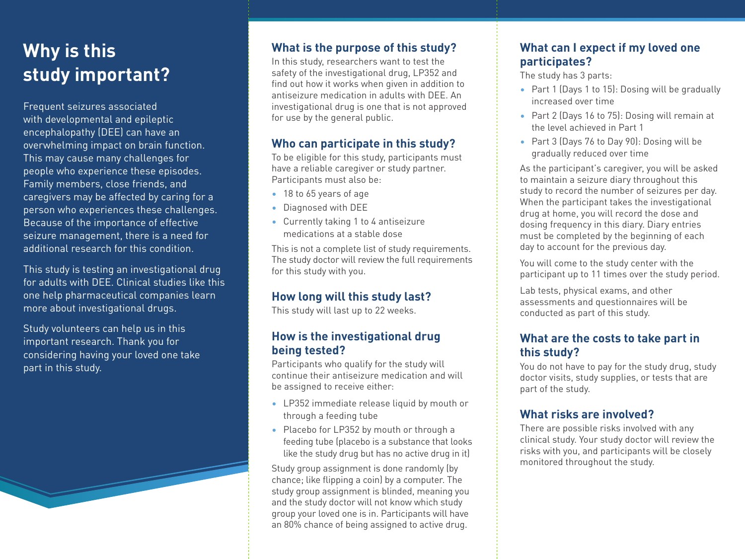# Why is this study important?

Frequent seizures associated with developmental and epileptic encephalopathy (DEE) can have an overwhelming impact on brain function. This may cause many challenges for people who experience these episodes. Family members, close friends, and caregivers may be affected by caring for a person who experiences these challenges. Because of the importance of effective seizure management, there is a need for additional research for this condition.

This study is testing an investigational drug for adults with DEE. Clinical studies like this one help pharmaceutical companies learn more about investigational drugs.

Study volunteers can help us in this important research. Thank you for considering having your loved one take part in this study.

## What is the purpose of this study?

In this study, researchers want to test the safety of the investigational drug, LP352 and find out how it works when given in addition to antiseizure medication in adults with DEE. An investigational drug is one that is not approved for use by the general public.

## Who can participate in this study?

To be eligible for this study, participants must have a reliable caregiver or study partner. Participants must also be:

- 18 to 65 years of age
- Diagnosed with DEE
- Currently taking 1 to 4 antiseizure medications at a stable dose

This is not a complete list of study requirements. The study doctor will review the full requirements for this study with you.

## How long will this study last?

This study will last up to 22 weeks.

## How is the investigational drug being tested?

Participants who qualify for the study will continue their antiseizure medication and will be assigned to receive either:

- LP352 immediate release liquid by mouth or through a feeding tube
- Placebo for LP352 by mouth or through a feeding tube (placebo is a substance that looks like the study drug but has no active drug in it)

Study group assignment is done randomly (by chance; like flipping a coin) by a computer. The study group assignment is blinded, meaning you and the study doctor will not know which study group your loved one is in. Participants will have an 80% chance of being assigned to active drug.

## What can I expect if my loved one participates?

The study has 3 parts:

- Part 1 (Days 1 to 15): Dosing will be gradually increased over time
- Part 2 (Days 16 to 75): Dosing will remain at the level achieved in Part 1
- Part 3 (Days 76 to Day 90): Dosing will be gradually reduced over time

As the participant's caregiver, you will be asked to maintain a seizure diary throughout this study to record the number of seizures per day. When the participant takes the investigational drug at home, you will record the dose and dosing frequency in this diary. Diary entries must be completed by the beginning of each day to account for the previous day.

You will come to the study center with the participant up to 11 times over the study period.

Lab tests, physical exams, and other assessments and questionnaires will be conducted as part of this study.

## What are the costs to take part in this study?

You do not have to pay for the study drug, study doctor visits, study supplies, or tests that are part of the study.

## What risks are involved?

There are possible risks involved with any clinical study. Your study doctor will review the risks with you, and participants will be closely monitored throughout the study.